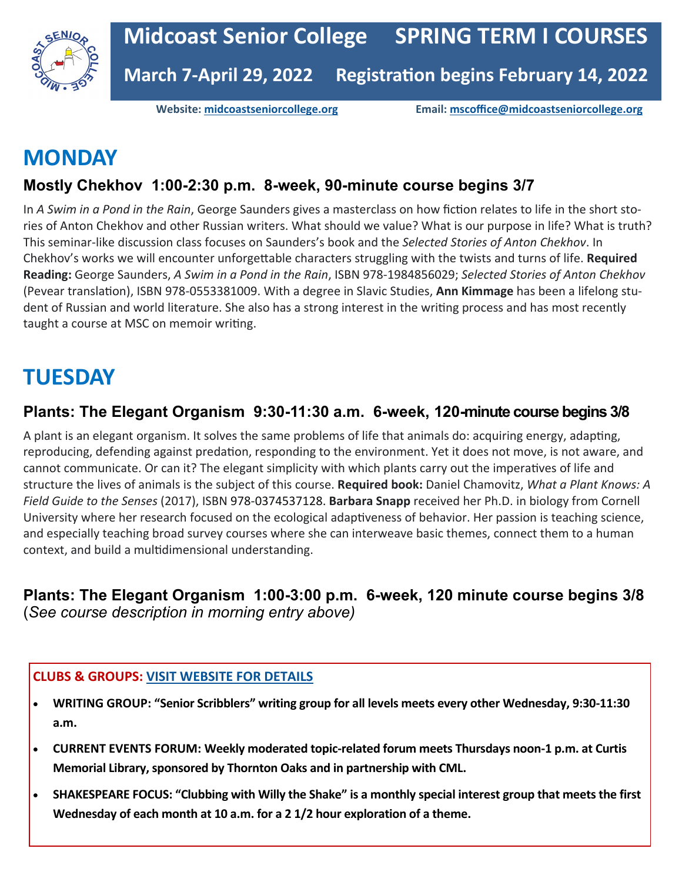# Midcoast Senior College SPRING TERM I COURSES

## March 7-April 29, 2022 Registration begins February 14, 2022

**Website: midcoastseniorcollege.org** **Email: mscoffice@midcoastseniorcollege.org**

# MONDAY

### Mostly Chekhov 1:00-2:30 p.m. 8-week, 90-minute course begins 3/7

In *A Swim in a Pond in the Rain*, George Saunders gives a masterclass on how fiction relates to life in the short stories of Anton Chekhov and other Russian writers. What should we value? What is our purpose in life? What is truth? This seminar-like discussion class focuses on Saunders's book and the *Selected Stories of Anton Chekhov*. In Chekhov's works we will encounter unforgettable characters struggling with the twists and turns of life. **Required Reading:** George Saunders, *A Swim in a Pond in the Rain*, ISBN 978-1984856029; *Selected Stories of Anton Chekhov* (Pevear translation), ISBN 978-0553381009. With a degree in Slavic Studies, **Ann Kimmage** has been a lifelong student of Russian and world literature. She also has a strong interest in the writing process and has most recently taught a course at MSC on memoir writing.

# TUESDAY

### Plants: The Elegant Organism 9:30-11:30 a.m. 6-week, 120-minute course begins 3/8

A plant is an elegant organism. It solves the same problems of life that animals do: acquiring energy, adapting, reproducing, defending against predation, responding to the environment. Yet it does not move, is not aware, and cannot communicate. Or can it? The elegant simplicity with which plants carry out the imperatives of life and structure the lives of animals is the subject of this course. **Required book:** Daniel Chamovitz, *What a Plant Knows: A Field Guide to the Senses* (2017), ISBN 978-0374537128. **Barbara Snapp** received her Ph.D. in biology from Cornell University where her research focused on the ecological adaptiveness of behavior. Her passion is teaching science, and especially teaching broad survey courses where she can interweave basic themes, connect them to a human context, and build a multidimensional understanding.

### Plants: The Elegant Organism 1:00-3:00 p.m. 6-week, 120 minute course begins 3/8

(*See course description in morning entry above)*

**CLUBS & GROUPS: VISIT WEBSITE FOR DETAILS**

- **WRITING GROUP: "Senior Scribblers" writing group for all levels meets every other Wednesday, 9:30-11:30 a.m.**
- **CURRENT EVENTS FORUM: Weekly moderated topic-related forum meets Thursdays noon-1 p.m. at Curtis Memorial Library, sponsored by Thornton Oaks and in partnership with CML.**
- **SHAKESPEARE FOCUS: "Clubbing with Willy the Shake" is a monthly special interest group that meets the first Wednesday of each month at 10 a.m. for a 2 1/2 hour exploration of a theme.**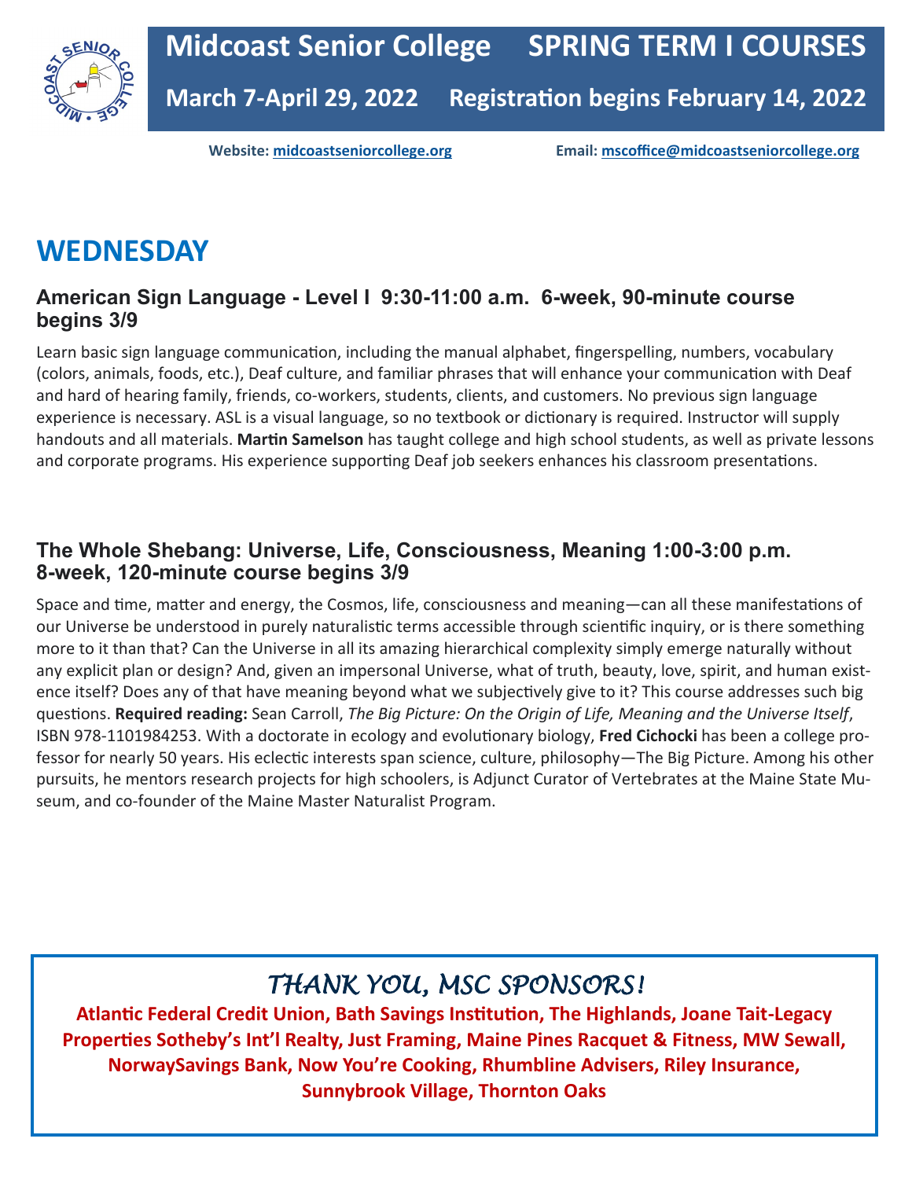# Midcoast Senior College SPRING TERM I COURSES

**March 7-April 29, 2022 Registration begins February 14, 2022**

**Website:** midcoastseniorcollege.org **Email:** mscoffice@midcoastseniorcollege.org

## WEDNESDAY

### American Sign Language - Level I 9:30-11:00 a.m. 6-week, 90-minute course begins 3/9

Learn basic sign language communication, including the manual alphabet, fingerspelling, numbers, vocabulary (colors, animals, foods, etc.), Deaf culture, and familiar phrases that will enhance your communication with Deaf and hard of hearing family, friends, co-workers, students, clients, and customers. No previous sign language experience is necessary. ASL is a visual language, so no textbook or dictionary is required. Instructor will supply handouts and all materials. **Martin Samelson** has taught college and high school students, as well as private lessons and corporate programs. His experience supporting Deaf job seekers enhances his classroom presentations.

### The Whole Shebang: Universe, Life, Consciousness, Meaning 1:00-3:00 p.m. 8-week, 120-minute course begins 3/9

Space and time, matter and energy, the Cosmos, life, consciousness and meaning—can all these manifestations of our Universe be understood in purely naturalistic terms accessible through scientific inquiry, or is there something more to it than that? Can the Universe in all its amazing hierarchical complexity simply emerge naturally without any explicit plan or design? And, given an impersonal Universe, what of truth, beauty, love, spirit, and human existence itself? Does any of that have meaning beyond what we subjectively give to it? This course addresses such big questions. **Required reading:** Sean Carroll, *The Big Picture: On the Origin of Life, Meaning and the Universe Itself*, ISBN 978-1101984253. With a doctorate in ecology and evolutionary biology, **Fred Cichocki** has been a college professor for nearly 50 years. His eclectic interests span science, culture, philosophy—The Big Picture. Among his other pursuits, he mentors research projects for high schoolers, is Adjunct Curator of Vertebrates at the Maine State Museum, and co-founder of the Maine Master Naturalist Program.

## *THANK YOU, MSC SPONSORS!*

**Atlantic Federal Credit Union, Bath Savings Institution, The Highlands, Joane Tait-Legacy Properties Sotheby's Int'l Realty, Just Framing, Maine Pines Racquet & Fitness, MW Sewall, NorwaySavings Bank, Now You're Cooking, Rhumbline Advisers, Riley Insurance, Sunnybrook Village, Thornton Oaks**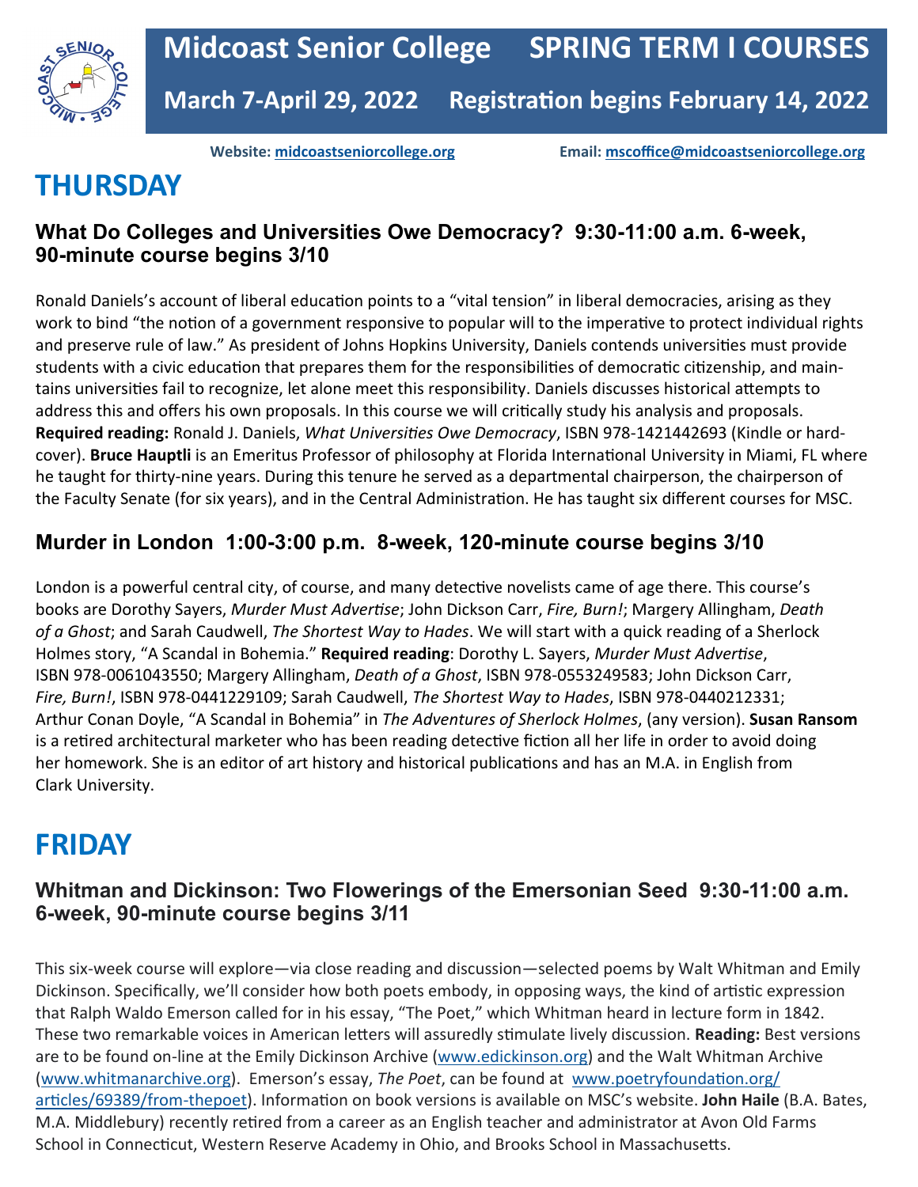# Midcoast Senior College SPRING TERM I COURSES

## March 7-April 29, 2022 Registration begins February 14, 2022

**Website: midcoastseniorcollege.org** **Email: mscoffice@midcoastseniorcollege.org**

# THURSDAY

### What Do Colleges and Universities Owe Democracy? 9:30-11:00 a.m. 6-week, 90-minute course begins 3/10

Ronald Daniels's account of liberal education points to a "vital tension" in liberal democracies, arising as they work to bind "the notion of a government responsive to popular will to the imperative to protect individual rights and preserve rule of law." As president of Johns Hopkins University, Daniels contends universities must provide students with a civic education that prepares them for the responsibilities of democratic citizenship, and maintains universities fail to recognize, let alone meet this responsibility. Daniels discusses historical attempts to address this and offers his own proposals. In this course we will critically study his analysis and proposals. **Required reading:** Ronald J. Daniels, *What Universities Owe Democracy*, ISBN 978-1421442693 (Kindle or hardcover). **Bruce Hauptli** is an Emeritus Professor of philosophy at Florida International University in Miami, FL where he taught for thirty-nine years. During this tenure he served as a departmental chairperson, the chairperson of the Faculty Senate (for six years), and in the Central Administration. He has taught six different courses for MSC.

### Murder in London 1:00-3:00 p.m. 8-week, 120-minute course begins 3/10

London is a powerful central city, of course, and many detective novelists came of age there. This course's books are Dorothy Sayers, *Murder Must Advertise*; John Dickson Carr, *Fire, Burn!*; Margery Allingham, *Death of a Ghost*; and Sarah Caudwell, *The Shortest Way to Hades*. We will start with a quick reading of a Sherlock Holmes story, "A Scandal in Bohemia." **Required reading**: Dorothy L. Sayers, *Murder Must Advertise*, ISBN 978-0061043550; Margery Allingham, *Death of a Ghost*, ISBN 978-0553249583; John Dickson Carr, *Fire, Burn!*, ISBN 978-0441229109; Sarah Caudwell, *The Shortest Way to Hades*, ISBN 978-0440212331; Arthur Conan Doyle, "A Scandal in Bohemia" in *The Adventures of Sherlock Holmes*, (any version). **Susan Ransom** is a retired architectural marketer who has been reading detective fiction all her life in order to avoid doing her homework. She is an editor of art history and historical publications and has an M.A. in English from Clark University.

# FRIDAY

### Whitman and Dickinson: Two Flowerings of the Emersonian Seed 9:30-11:00 a.m. 6-week, 90-minute course begins 3/11

This six-week course will explore—via close reading and discussion—selected poems by Walt Whitman and Emily Dickinson. Specifically, we'll consider how both poets embody, in opposing ways, the kind of artistic expression that Ralph Waldo Emerson called for in his essay, "The Poet," which Whitman heard in lecture form in 1842. These two remarkable voices in American letters will assuredly stimulate lively discussion. **Reading:** Best versions are to be found on-line at the Emily Dickinson Archive (www.edickinson.org) and the Walt Whitman Archive (www.whitmanarchive.org). Emerson's essay, *The Poet*, can be found at www.poetryfoundation.org/articles/69389/from-thepoet). Information on book versions is available on MSC's website. **John Haile** (B.A. Bates, M.A. Middlebury) recently retired from a career as an English teacher and administrator at Avon Old Farms School in Connecticut, Western Reserve Academy in Ohio, and Brooks School in Massachusetts.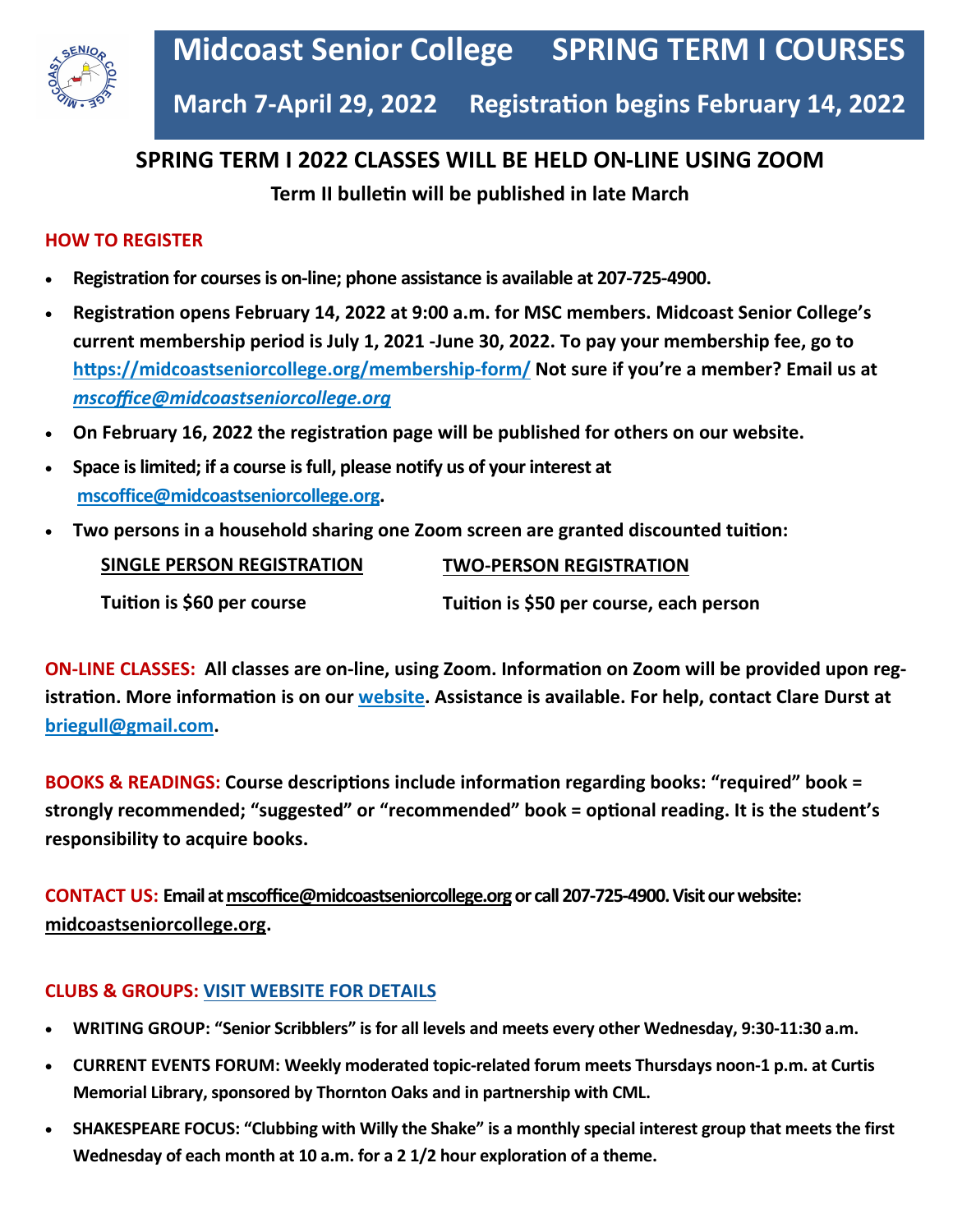# Midcoast Senior College SPRING TERM I COURSES

## March 7-April 29, 2022 Registration begins February 14, 2022

### SPRING TERM I 2022 CLASSES WILL BE HELD ON-LINE USING ZOOM

**Term II bulletin will be published in late March**

**HOW TO REGISTER**

- **Registration for courses is on-line; phone assistance is available at 207-725-4900.**
- **Registration opens February 14, 2022 at 9:00 a.m. for MSC members. Midcoast Senior College's current membership period is July 1, 2021 -June 30, 2022. To pay your membership fee, go to https://midcoastseniorcollege.org/membership-form/ Not sure if you're a member? Email us at *mscoffice@midcoastseniorcollege.org***
- **On February 16, 2022 the registration page will be published for others on our website.**
- **Space is limited; if a course is full, please notify us of your interest at mscoffice@midcoastseniorcollege.org.**
- **Two persons in a household sharing one Zoom screen are granted discounted tuition:**

| SINGLE PERSON REGISTRATION | TWO-PERSON REGISTRATION |
|---|---|
| Tuition is $60 per course | Tuition is $50 per course, each person |

**ON-LINE CLASSES:** **All classes are on-line, using Zoom. Information on Zoom will be provided upon registration. More information is on our website. Assistance is available. For help, contact Clare Durst at briegull@gmail.com.**

**BOOKS & READINGS:** **Course descriptions include information regarding books: "required" book = strongly recommended; "suggested" or "recommended" book = optional reading. It is the student's responsibility to acquire books.**

**CONTACT US:** **Email at mscoffice@midcoastseniorcollege.org or call 207-725-4900. Visit our website: midcoastseniorcollege.org.**

**CLUBS & GROUPS:** **VISIT WEBSITE FOR DETAILS**

- **WRITING GROUP: "Senior Scribblers" is for all levels and meets every other Wednesday, 9:30-11:30 a.m.**
- **CURRENT EVENTS FORUM: Weekly moderated topic-related forum meets Thursdays noon-1 p.m. at Curtis Memorial Library, sponsored by Thornton Oaks and in partnership with CML.**
- **SHAKESPEARE FOCUS: "Clubbing with Willy the Shake" is a monthly special interest group that meets the first Wednesday of each month at 10 a.m. for a 2 1/2 hour exploration of a theme.**